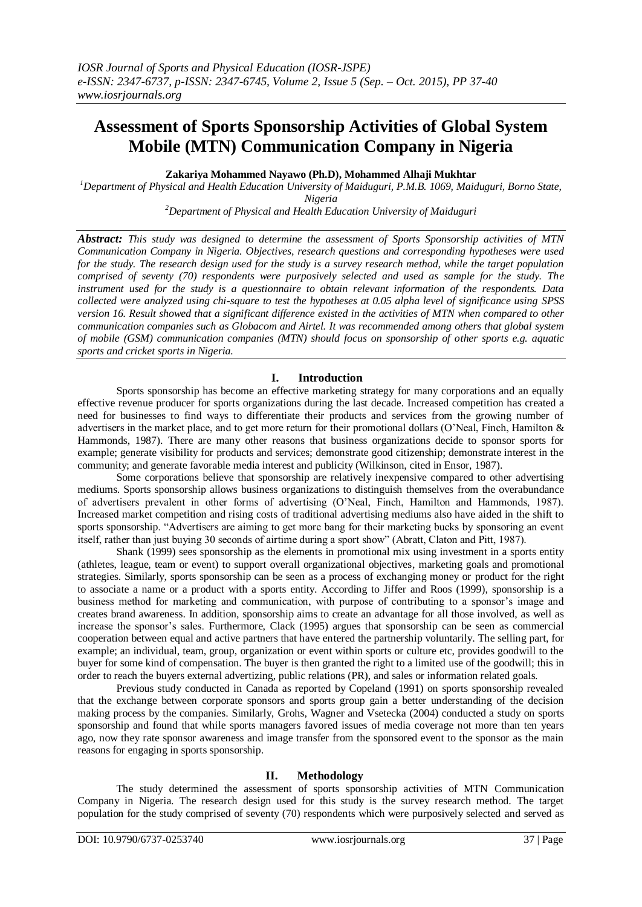# Assessment of Sports Sponsorship Activities of Global System Mobile (MTN) Communication Company in Nigeria

**Zakariya Mohammed Nayawo (Ph.D), Mohammed Alhaji Mukhtar**

[1]*Department of Physical and Health Education University of Maiduguri, P.M.B. 1069, Maiduguri, Borno State, Nigeria*

[2]*Department of Physical and Health Education University of Maiduguri*

***Abstract:*** *This study was designed to determine the assessment of Sports Sponsorship activities of MTN Communication Company in Nigeria. Objectives, research questions and corresponding hypotheses were used for the study. The research design used for the study is a survey research method, while the target population comprised of seventy (70) respondents were purposively selected and used as sample for the study. The instrument used for the study is a questionnaire to obtain relevant information of the respondents. Data collected were analyzed using chi-square to test the hypotheses at 0.05 alpha level of significance using SPSS version 16. Result showed that a significant difference existed in the activities of MTN when compared to other communication companies such as Globacom and Airtel. It was recommended among others that global system of mobile (GSM) communication companies (MTN) should focus on sponsorship of other sports e.g. aquatic sports and cricket sports in Nigeria.*

## I. Introduction

Sports sponsorship has become an effective marketing strategy for many corporations and an equally effective revenue producer for sports organizations during the last decade. Increased competition has created a need for businesses to find ways to differentiate their products and services from the growing number of advertisers in the market place, and to get more return for their promotional dollars (O'Neal, Finch, Hamilton & Hammonds, 1987). There are many other reasons that business organizations decide to sponsor sports for example; generate visibility for products and services; demonstrate good citizenship; demonstrate interest in the community; and generate favorable media interest and publicity (Wilkinson, cited in Ensor, 1987).

Some corporations believe that sponsorship are relatively inexpensive compared to other advertising mediums. Sports sponsorship allows business organizations to distinguish themselves from the overabundance of advertisers prevalent in other forms of advertising (O'Neal, Finch, Hamilton and Hammonds, 1987). Increased market competition and rising costs of traditional advertising mediums also have aided in the shift to sports sponsorship. "Advertisers are aiming to get more bang for their marketing bucks by sponsoring an event itself, rather than just buying 30 seconds of airtime during a sport show" (Abratt, Claton and Pitt, 1987).

Shank (1999) sees sponsorship as the elements in promotional mix using investment in a sports entity (athletes, league, team or event) to support overall organizational objectives, marketing goals and promotional strategies. Similarly, sports sponsorship can be seen as a process of exchanging money or product for the right to associate a name or a product with a sports entity. According to Jiffer and Roos (1999), sponsorship is a business method for marketing and communication, with purpose of contributing to a sponsor's image and creates brand awareness. In addition, sponsorship aims to create an advantage for all those involved, as well as increase the sponsor's sales. Furthermore, Clack (1995) argues that sponsorship can be seen as commercial cooperation between equal and active partners that have entered the partnership voluntarily. The selling part, for example; an individual, team, group, organization or event within sports or culture etc, provides goodwill to the buyer for some kind of compensation. The buyer is then granted the right to a limited use of the goodwill; this in order to reach the buyers external advertizing, public relations (PR), and sales or information related goals.

Previous study conducted in Canada as reported by Copeland (1991) on sports sponsorship revealed that the exchange between corporate sponsors and sports group gain a better understanding of the decision making process by the companies. Similarly, Grohs, Wagner and Vsetecka (2004) conducted a study on sports sponsorship and found that while sports managers favored issues of media coverage not more than ten years ago, now they rate sponsor awareness and image transfer from the sponsored event to the sponsor as the main reasons for engaging in sports sponsorship.

## II. Methodology

The study determined the assessment of sports sponsorship activities of MTN Communication Company in Nigeria. The research design used for this study is the survey research method. The target population for the study comprised of seventy (70) respondents which were purposively selected and served as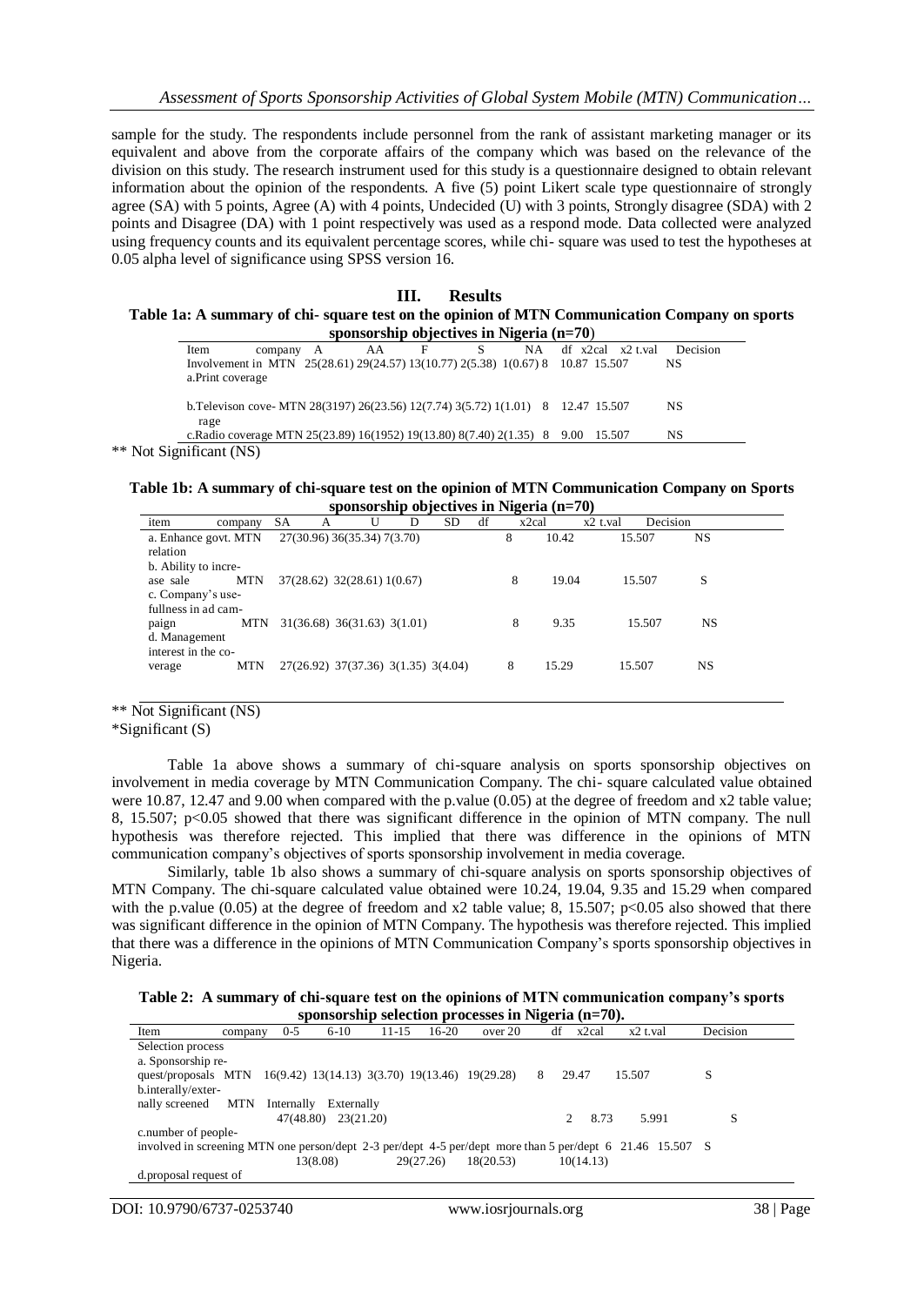sample for the study. The respondents include personnel from the rank of assistant marketing manager or its equivalent and above from the corporate affairs of the company which was based on the relevance of the division on this study. The research instrument used for this study is a questionnaire designed to obtain relevant information about the opinion of the respondents. A five (5) point Likert scale type questionnaire of strongly agree (SA) with 5 points, Agree (A) with 4 points, Undecided (U) with 3 points, Strongly disagree (SDA) with 2 points and Disagree (DA) with 1 point respectively was used as a respond mode. Data collected were analyzed using frequency counts and its equivalent percentage scores, while chi- square was used to test the hypotheses at 0.05 alpha level of significance using SPSS version 16.

## III. Results

**Table 1a: A summary of chi- square test on the opinion of MTN Communication Company on sports sponsorship objectives in Nigeria (n=70)**

| Item | company | A | AA | F | S | NA | df | x2cal | x2 t.val | Decision |
|---|---|---|---|---|---|---|---|---|---|---|
| Involvement in a.Print coverage | MTN | 25(28.61) | 29(24.57) | 13(10.77) | 2(5.38) | 1(0.67) | 8 | 10.87 | 15.507 | NS |
| b.Televison coverage | MTN | 28(3197) | 26(23.56) | 12(7.74) | 3(5.72) | 1(1.01) | 8 | 12.47 | 15.507 | NS |
| c.Radio coverage | MTN | 25(23.89) | 16(1952) | 19(13.80) | 8(7.40) | 2(1.35) | 8 | 9.00 | 15.507 | NS |

** Not Significant (NS)

**Table 1b: A summary of chi-square test on the opinion of MTN Communication Company on Sports sponsorship objectives in Nigeria (n=70)**

| item | company | SA | A | U | D | SD | df | x2cal | x2 t.val | Decision |
|---|---|---|---|---|---|---|---|---|---|---|
| a. Enhance govt. relation | MTN | 27(30.96) | 36(35.34) | 7(3.70) | | | 8 | 10.42 | 15.507 | NS |
| b. Ability to increase sale | MTN | 37(28.62) | 32(28.61) | 1(0.67) | | | 8 | 19.04 | 15.507 | S |
| c. Company's usefullness in ad campaign | MTN | 31(36.68) | 36(31.63) | 3(1.01) | | | 8 | 9.35 | 15.507 | NS |
| d. Management interest in the coverage | MTN | 27(26.92) | 37(37.36) | 3(1.35) | 3(4.04) | | 8 | 15.29 | 15.507 | NS |

** Not Significant (NS)
*Significant (S)

Table 1a above shows a summary of chi-square analysis on sports sponsorship objectives on involvement in media coverage by MTN Communication Company. The chi- square calculated value obtained were 10.87, 12.47 and 9.00 when compared with the p.value (0.05) at the degree of freedom and x2 table value; 8, 15.507; p<0.05 showed that there was significant difference in the opinion of MTN company. The null hypothesis was therefore rejected. This implied that there was difference in the opinions of MTN communication company's objectives of sports sponsorship involvement in media coverage.

Similarly, table 1b also shows a summary of chi-square analysis on sports sponsorship objectives of MTN Company. The chi-square calculated value obtained were 10.24, 19.04, 9.35 and 15.29 when compared with the p.value (0.05) at the degree of freedom and x2 table value; 8, 15.507; p<0.05 also showed that there was significant difference in the opinion of MTN Company. The hypothesis was therefore rejected. This implied that there was a difference in the opinions of MTN Communication Company's sports sponsorship objectives in Nigeria.

**Table 2: A summary of chi-square test on the opinions of MTN communication company's sports sponsorship selection processes in Nigeria (n=70).**

| Item | company | 0-5 | 6-10 | 11-15 | 16-20 | over 20 | df | x2cal | x2 t.val | Decision |
|---|---|---|---|---|---|---|---|---|---|---|
| Selection process | | | | | | | | | | |
| a. Sponsorship request/proposals | MTN | 16(9.42) | 13(14.13) | 3(3.70) | 19(13.46) | 19(29.28) | 8 | 29.47 | 15.507 | S |
| b.interally/externally screened | MTN | Internally 47(48.80) | Externally 23(21.20) | | | | 2 | 8.73 | 5.991 | S |
| c.number of people-involved in screening | MTN | one person/dept 13(8.08) | 2-3 per/dept 29(27.26) | 4-5 per/dept 18(20.53) | more than 5 per/dept 10(14.13) | | 6 | 21.46 | 15.507 | S |
| d.proposal request of | | | | | | | | | | |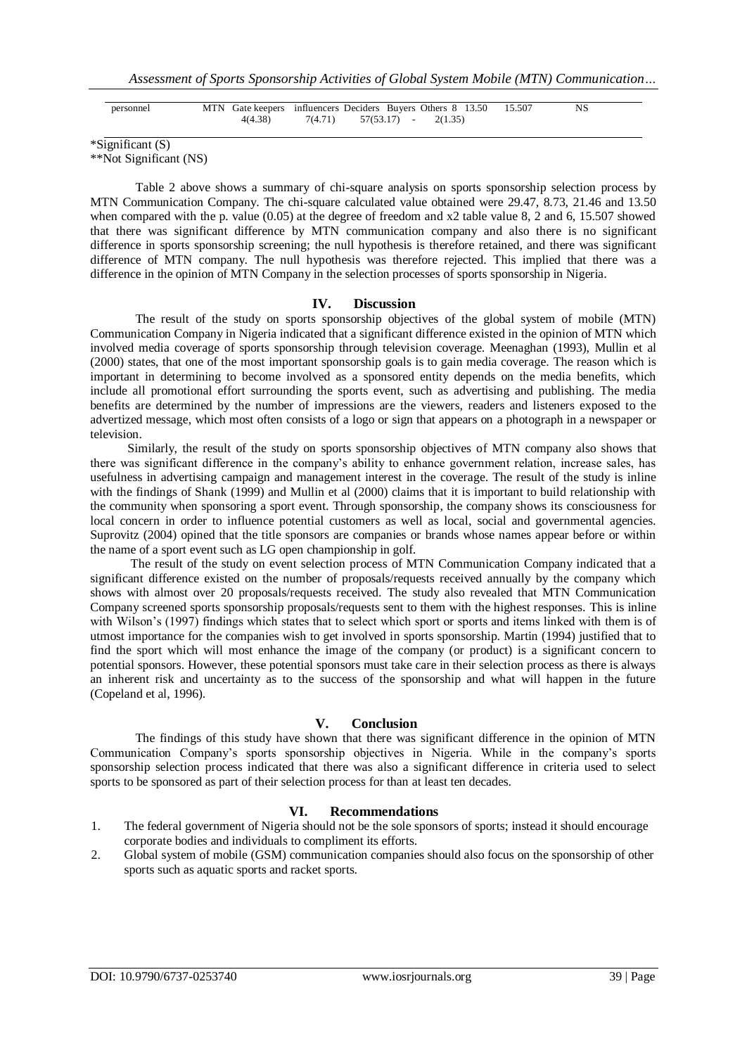| | | | | | | | | | |
|---|---|---|---|---|---|---|---|---|---|
| personnel | MTN Gate keepers 4(4.38) | influencers 7(4.71) | Deciders 57(53.17) | Buyers - | Others 2(1.35) | 8 | 13.50 | 15.507 | NS |

*Significant (S)
**Not Significant (NS)

Table 2 above shows a summary of chi-square analysis on sports sponsorship selection process by MTN Communication Company. The chi-square calculated value obtained were 29.47, 8.73, 21.46 and 13.50 when compared with the p. value (0.05) at the degree of freedom and x2 table value 8, 2 and 6, 15.507 showed that there was significant difference by MTN communication company and also there is no significant difference in sports sponsorship screening; the null hypothesis is therefore retained, and there was significant difference of MTN company. The null hypothesis was therefore rejected. This implied that there was a difference in the opinion of MTN Company in the selection processes of sports sponsorship in Nigeria.

## IV. Discussion

The result of the study on sports sponsorship objectives of the global system of mobile (MTN) Communication Company in Nigeria indicated that a significant difference existed in the opinion of MTN which involved media coverage of sports sponsorship through television coverage. Meenaghan (1993), Mullin et al (2000) states, that one of the most important sponsorship goals is to gain media coverage. The reason which is important in determining to become involved as a sponsored entity depends on the media benefits, which include all promotional effort surrounding the sports event, such as advertising and publishing. The media benefits are determined by the number of impressions are the viewers, readers and listeners exposed to the advertized message, which most often consists of a logo or sign that appears on a photograph in a newspaper or television.

Similarly, the result of the study on sports sponsorship objectives of MTN company also shows that there was significant difference in the company's ability to enhance government relation, increase sales, has usefulness in advertising campaign and management interest in the coverage. The result of the study is inline with the findings of Shank (1999) and Mullin et al (2000) claims that it is important to build relationship with the community when sponsoring a sport event. Through sponsorship, the company shows its consciousness for local concern in order to influence potential customers as well as local, social and governmental agencies. Suprovitz (2004) opined that the title sponsors are companies or brands whose names appear before or within the name of a sport event such as LG open championship in golf.

The result of the study on event selection process of MTN Communication Company indicated that a significant difference existed on the number of proposals/requests received annually by the company which shows with almost over 20 proposals/requests received. The study also revealed that MTN Communication Company screened sports sponsorship proposals/requests sent to them with the highest responses. This is inline with Wilson's (1997) findings which states that to select which sport or sports and items linked with them is of utmost importance for the companies wish to get involved in sports sponsorship. Martin (1994) justified that to find the sport which will most enhance the image of the company (or product) is a significant concern to potential sponsors. However, these potential sponsors must take care in their selection process as there is always an inherent risk and uncertainty as to the success of the sponsorship and what will happen in the future (Copeland et al, 1996).

## V. Conclusion

The findings of this study have shown that there was significant difference in the opinion of MTN Communication Company's sports sponsorship objectives in Nigeria. While in the company's sports sponsorship selection process indicated that there was also a significant difference in criteria used to select sports to be sponsored as part of their selection process for than at least ten decades.

## VI. Recommendations

1. The federal government of Nigeria should not be the sole sponsors of sports; instead it should encourage corporate bodies and individuals to compliment its efforts.
2. Global system of mobile (GSM) communication companies should also focus on the sponsorship of other sports such as aquatic sports and racket sports.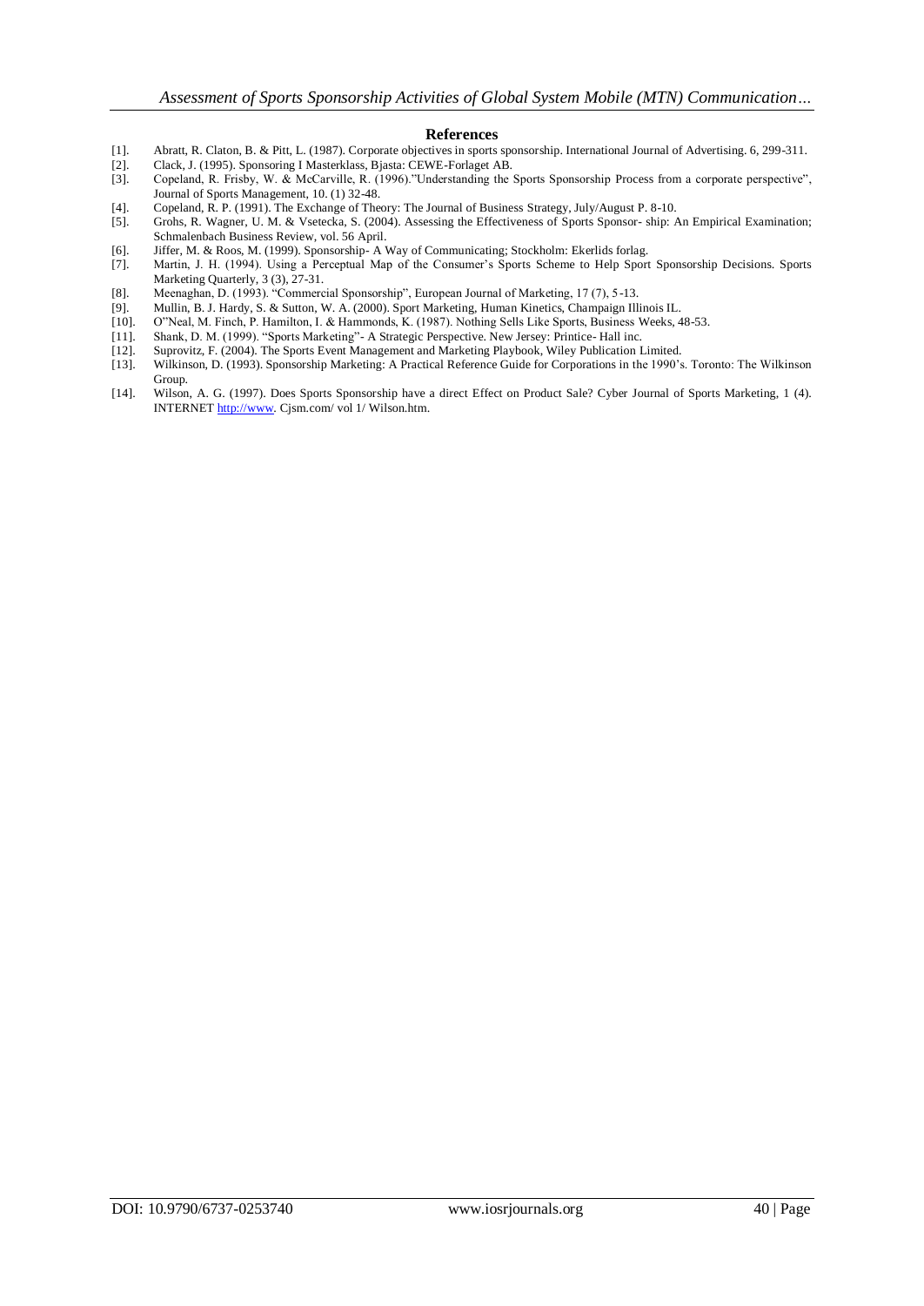## References

[1]. Abratt, R. Claton, B. & Pitt, L. (1987). Corporate objectives in sports sponsorship. International Journal of Advertising. 6, 299-311.

[2]. Clack, J. (1995). Sponsoring I Masterklass, Bjasta: CEWE-Forlaget AB.

[3]. Copeland, R. Frisby, W. & McCarville, R. (1996)."Understanding the Sports Sponsorship Process from a corporate perspective", Journal of Sports Management, 10. (1) 32-48.

[4]. Copeland, R. P. (1991). The Exchange of Theory: The Journal of Business Strategy, July/August P. 8-10.

[5]. Grohs, R. Wagner, U. M. & Vsetecka, S. (2004). Assessing the Effectiveness of Sports Sponsor- ship: An Empirical Examination; Schmalenbach Business Review, vol. 56 April.

[6]. Jiffer, M. & Roos, M. (1999). Sponsorship- A Way of Communicating; Stockholm: Ekerlids forlag.

[7]. Martin, J. H. (1994). Using a Perceptual Map of the Consumer's Sports Scheme to Help Sport Sponsorship Decisions. Sports Marketing Quarterly, 3 (3), 27-31.

[8]. Meenaghan, D. (1993). "Commercial Sponsorship", European Journal of Marketing, 17 (7), 5-13.

[9]. Mullin, B. J. Hardy, S. & Sutton, W. A. (2000). Sport Marketing, Human Kinetics, Champaign Illinois IL.

[10]. O"Neal, M. Finch, P. Hamilton, I. & Hammonds, K. (1987). Nothing Sells Like Sports, Business Weeks, 48-53.

[11]. Shank, D. M. (1999). "Sports Marketing"- A Strategic Perspective. New Jersey: Printice- Hall inc.

[12]. Suprovitz, F. (2004). The Sports Event Management and Marketing Playbook, Wiley Publication Limited.

[13]. Wilkinson, D. (1993). Sponsorship Marketing: A Practical Reference Guide for Corporations in the 1990's. Toronto: The Wilkinson Group.

[14]. Wilson, A. G. (1997). Does Sports Sponsorship have a direct Effect on Product Sale? Cyber Journal of Sports Marketing, 1 (4). INTERNET http://www. Cjsm.com/ vol 1/ Wilson.htm.